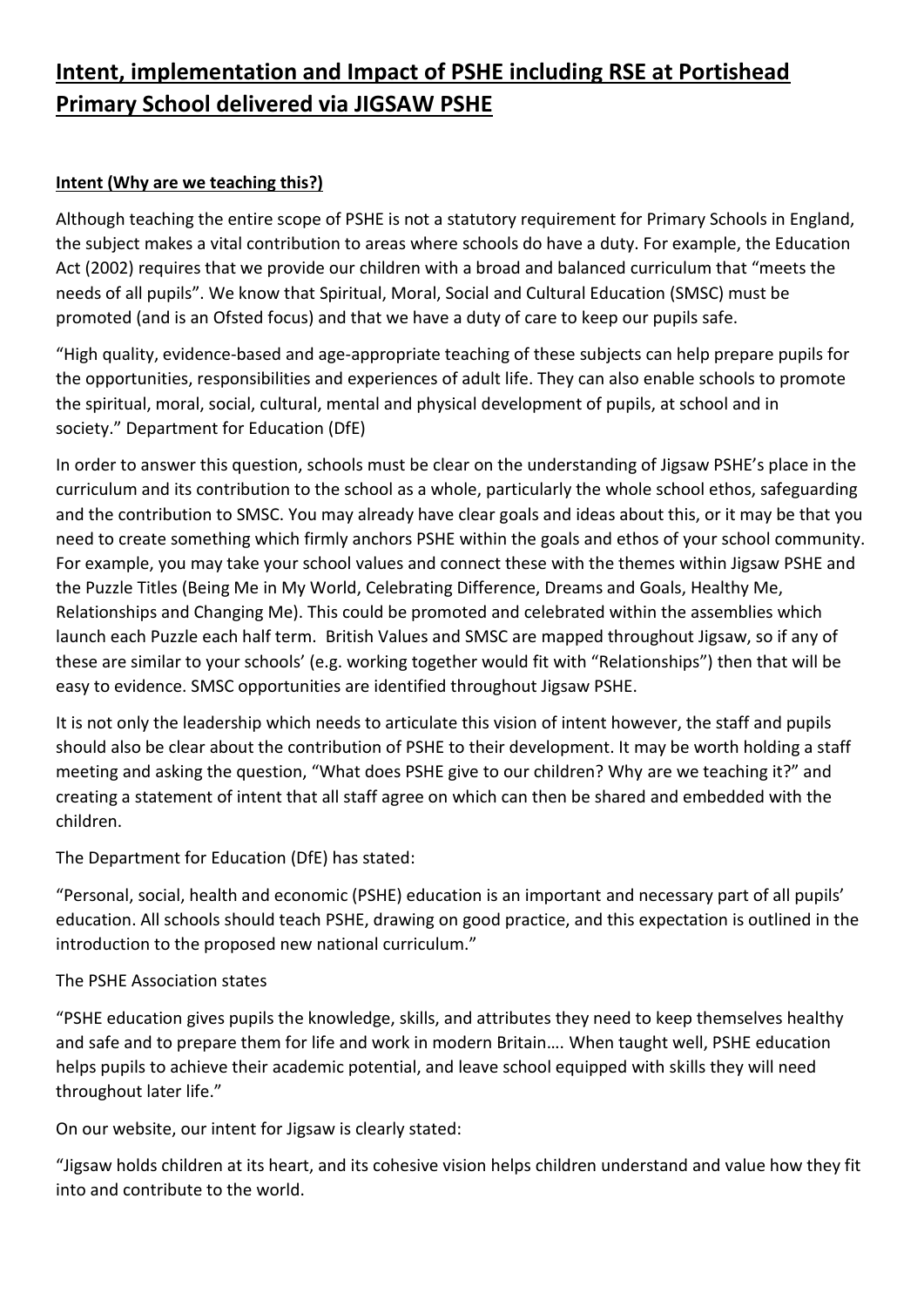# Intent, implementation and Impact of PSHE including RSE at Portishead Primary School delivered via JIGSAW PSHE

## Intent (Why are we teaching this?)

Although teaching the entire scope of PSHE is not a statutory requirement for Primary Schools in England, the subject makes a vital contribution to areas where schools do have a duty. For example, the Education Act (2002) requires that we provide our children with a broad and balanced curriculum that "meets the needs of all pupils". We know that Spiritual, Moral, Social and Cultural Education (SMSC) must be promoted (and is an Ofsted focus) and that we have a duty of care to keep our pupils safe.

"High quality, evidence-based and age-appropriate teaching of these subjects can help prepare pupils for the opportunities, responsibilities and experiences of adult life. They can also enable schools to promote the spiritual, moral, social, cultural, mental and physical development of pupils, at school and in society." Department for Education (DfE)

In order to answer this question, schools must be clear on the understanding of Jigsaw PSHE's place in the curriculum and its contribution to the school as a whole, particularly the whole school ethos, safeguarding and the contribution to SMSC. You may already have clear goals and ideas about this, or it may be that you need to create something which firmly anchors PSHE within the goals and ethos of your school community. For example, you may take your school values and connect these with the themes within Jigsaw PSHE and the Puzzle Titles (Being Me in My World, Celebrating Difference, Dreams and Goals, Healthy Me, Relationships and Changing Me). This could be promoted and celebrated within the assemblies which launch each Puzzle each half term. British Values and SMSC are mapped throughout Jigsaw, so if any of these are similar to your schools' (e.g. working together would fit with "Relationships") then that will be easy to evidence. SMSC opportunities are identified throughout Jigsaw PSHE.

It is not only the leadership which needs to articulate this vision of intent however, the staff and pupils should also be clear about the contribution of PSHE to their development. It may be worth holding a staff meeting and asking the question, "What does PSHE give to our children? Why are we teaching it?" and creating a statement of intent that all staff agree on which can then be shared and embedded with the children.

The Department for Education (DfE) has stated:

"Personal, social, health and economic (PSHE) education is an important and necessary part of all pupils' education. All schools should teach PSHE, drawing on good practice, and this expectation is outlined in the introduction to the proposed new national curriculum."

The PSHE Association states

"PSHE education gives pupils the knowledge, skills, and attributes they need to keep themselves healthy and safe and to prepare them for life and work in modern Britain…. When taught well, PSHE education helps pupils to achieve their academic potential, and leave school equipped with skills they will need throughout later life."

On our website, our intent for Jigsaw is clearly stated:

"Jigsaw holds children at its heart, and its cohesive vision helps children understand and value how they fit into and contribute to the world.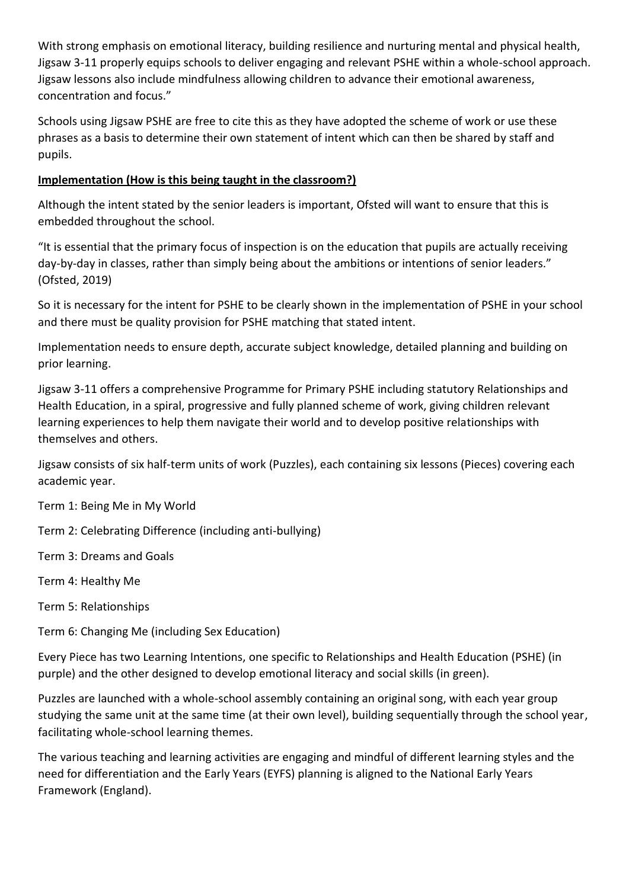With strong emphasis on emotional literacy, building resilience and nurturing mental and physical health, Jigsaw 3-11 properly equips schools to deliver engaging and relevant PSHE within a whole-school approach. Jigsaw lessons also include mindfulness allowing children to advance their emotional awareness, concentration and focus."

Schools using Jigsaw PSHE are free to cite this as they have adopted the scheme of work or use these phrases as a basis to determine their own statement of intent which can then be shared by staff and pupils.

**Implementation (How is this being taught in the classroom?)**

Although the intent stated by the senior leaders is important, Ofsted will want to ensure that this is embedded throughout the school.

"It is essential that the primary focus of inspection is on the education that pupils are actually receiving day-by-day in classes, rather than simply being about the ambitions or intentions of senior leaders." (Ofsted, 2019)

So it is necessary for the intent for PSHE to be clearly shown in the implementation of PSHE in your school and there must be quality provision for PSHE matching that stated intent.

Implementation needs to ensure depth, accurate subject knowledge, detailed planning and building on prior learning.

Jigsaw 3-11 offers a comprehensive Programme for Primary PSHE including statutory Relationships and Health Education, in a spiral, progressive and fully planned scheme of work, giving children relevant learning experiences to help them navigate their world and to develop positive relationships with themselves and others.

Jigsaw consists of six half-term units of work (Puzzles), each containing six lessons (Pieces) covering each academic year.

Term 1: Being Me in My World

Term 2: Celebrating Difference (including anti-bullying)

Term 3: Dreams and Goals

Term 4: Healthy Me

Term 5: Relationships

Term 6: Changing Me (including Sex Education)

Every Piece has two Learning Intentions, one specific to Relationships and Health Education (PSHE) (in purple) and the other designed to develop emotional literacy and social skills (in green).

Puzzles are launched with a whole-school assembly containing an original song, with each year group studying the same unit at the same time (at their own level), building sequentially through the school year, facilitating whole-school learning themes.

The various teaching and learning activities are engaging and mindful of different learning styles and the need for differentiation and the Early Years (EYFS) planning is aligned to the National Early Years Framework (England).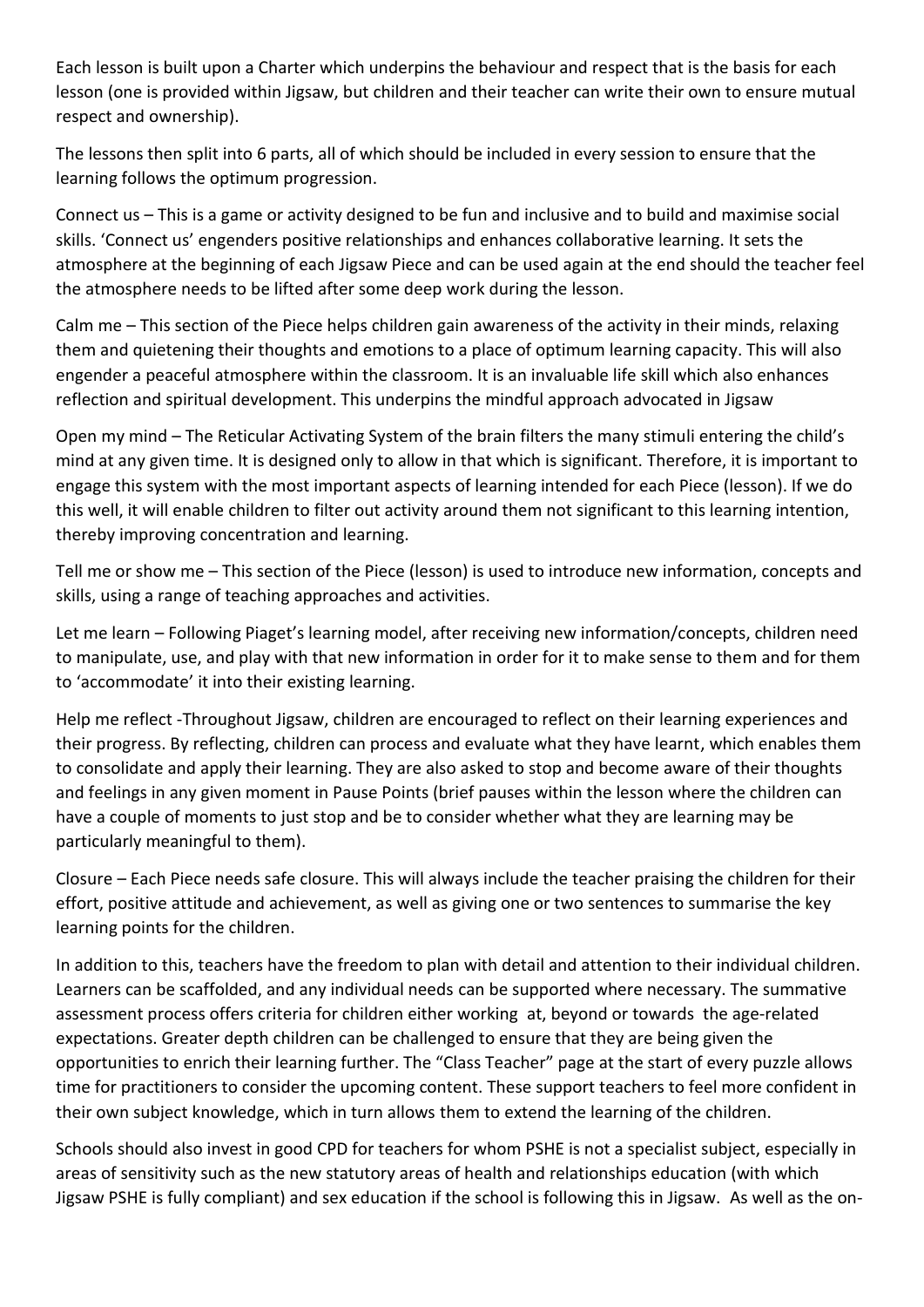Each lesson is built upon a Charter which underpins the behaviour and respect that is the basis for each lesson (one is provided within Jigsaw, but children and their teacher can write their own to ensure mutual respect and ownership).

The lessons then split into 6 parts, all of which should be included in every session to ensure that the learning follows the optimum progression.

Connect us – This is a game or activity designed to be fun and inclusive and to build and maximise social skills. 'Connect us' engenders positive relationships and enhances collaborative learning. It sets the atmosphere at the beginning of each Jigsaw Piece and can be used again at the end should the teacher feel the atmosphere needs to be lifted after some deep work during the lesson.

Calm me – This section of the Piece helps children gain awareness of the activity in their minds, relaxing them and quietening their thoughts and emotions to a place of optimum learning capacity. This will also engender a peaceful atmosphere within the classroom. It is an invaluable life skill which also enhances reflection and spiritual development. This underpins the mindful approach advocated in Jigsaw

Open my mind – The Reticular Activating System of the brain filters the many stimuli entering the child's mind at any given time. It is designed only to allow in that which is significant. Therefore, it is important to engage this system with the most important aspects of learning intended for each Piece (lesson). If we do this well, it will enable children to filter out activity around them not significant to this learning intention, thereby improving concentration and learning.

Tell me or show me – This section of the Piece (lesson) is used to introduce new information, concepts and skills, using a range of teaching approaches and activities.

Let me learn – Following Piaget's learning model, after receiving new information/concepts, children need to manipulate, use, and play with that new information in order for it to make sense to them and for them to 'accommodate' it into their existing learning.

Help me reflect -Throughout Jigsaw, children are encouraged to reflect on their learning experiences and their progress. By reflecting, children can process and evaluate what they have learnt, which enables them to consolidate and apply their learning. They are also asked to stop and become aware of their thoughts and feelings in any given moment in Pause Points (brief pauses within the lesson where the children can have a couple of moments to just stop and be to consider whether what they are learning may be particularly meaningful to them).

Closure – Each Piece needs safe closure. This will always include the teacher praising the children for their effort, positive attitude and achievement, as well as giving one or two sentences to summarise the key learning points for the children.

In addition to this, teachers have the freedom to plan with detail and attention to their individual children. Learners can be scaffolded, and any individual needs can be supported where necessary. The summative assessment process offers criteria for children either working at, beyond or towards the age-related expectations. Greater depth children can be challenged to ensure that they are being given the opportunities to enrich their learning further. The "Class Teacher" page at the start of every puzzle allows time for practitioners to consider the upcoming content. These support teachers to feel more confident in their own subject knowledge, which in turn allows them to extend the learning of the children.

Schools should also invest in good CPD for teachers for whom PSHE is not a specialist subject, especially in areas of sensitivity such as the new statutory areas of health and relationships education (with which Jigsaw PSHE is fully compliant) and sex education if the school is following this in Jigsaw. As well as the on-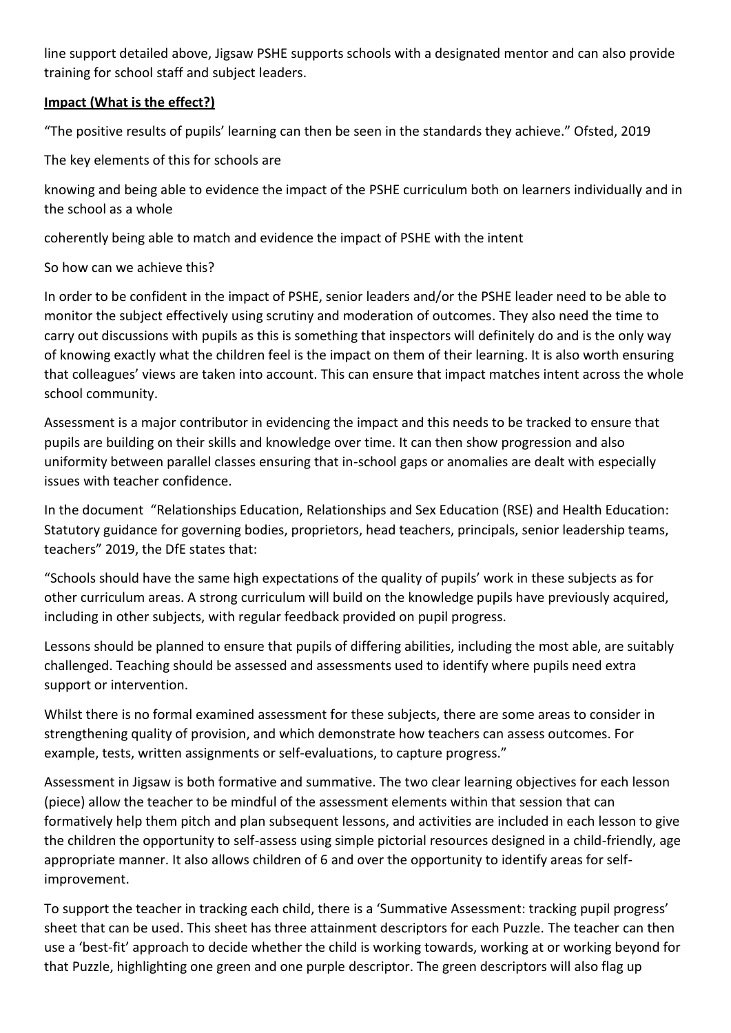line support detailed above, Jigsaw PSHE supports schools with a designated mentor and can also provide training for school staff and subject leaders.

**Impact (What is the effect?)**

"The positive results of pupils' learning can then be seen in the standards they achieve." Ofsted, 2019

The key elements of this for schools are

knowing and being able to evidence the impact of the PSHE curriculum both on learners individually and in the school as a whole

coherently being able to match and evidence the impact of PSHE with the intent

So how can we achieve this?

In order to be confident in the impact of PSHE, senior leaders and/or the PSHE leader need to be able to monitor the subject effectively using scrutiny and moderation of outcomes. They also need the time to carry out discussions with pupils as this is something that inspectors will definitely do and is the only way of knowing exactly what the children feel is the impact on them of their learning. It is also worth ensuring that colleagues' views are taken into account. This can ensure that impact matches intent across the whole school community.

Assessment is a major contributor in evidencing the impact and this needs to be tracked to ensure that pupils are building on their skills and knowledge over time. It can then show progression and also uniformity between parallel classes ensuring that in-school gaps or anomalies are dealt with especially issues with teacher confidence.

In the document "Relationships Education, Relationships and Sex Education (RSE) and Health Education: Statutory guidance for governing bodies, proprietors, head teachers, principals, senior leadership teams, teachers" 2019, the DfE states that:

"Schools should have the same high expectations of the quality of pupils' work in these subjects as for other curriculum areas. A strong curriculum will build on the knowledge pupils have previously acquired, including in other subjects, with regular feedback provided on pupil progress.

Lessons should be planned to ensure that pupils of differing abilities, including the most able, are suitably challenged. Teaching should be assessed and assessments used to identify where pupils need extra support or intervention.

Whilst there is no formal examined assessment for these subjects, there are some areas to consider in strengthening quality of provision, and which demonstrate how teachers can assess outcomes. For example, tests, written assignments or self-evaluations, to capture progress."

Assessment in Jigsaw is both formative and summative. The two clear learning objectives for each lesson (piece) allow the teacher to be mindful of the assessment elements within that session that can formatively help them pitch and plan subsequent lessons, and activities are included in each lesson to give the children the opportunity to self-assess using simple pictorial resources designed in a child-friendly, age appropriate manner. It also allows children of 6 and over the opportunity to identify areas for self-improvement.

To support the teacher in tracking each child, there is a 'Summative Assessment: tracking pupil progress' sheet that can be used. This sheet has three attainment descriptors for each Puzzle. The teacher can then use a 'best-fit' approach to decide whether the child is working towards, working at or working beyond for that Puzzle, highlighting one green and one purple descriptor. The green descriptors will also flag up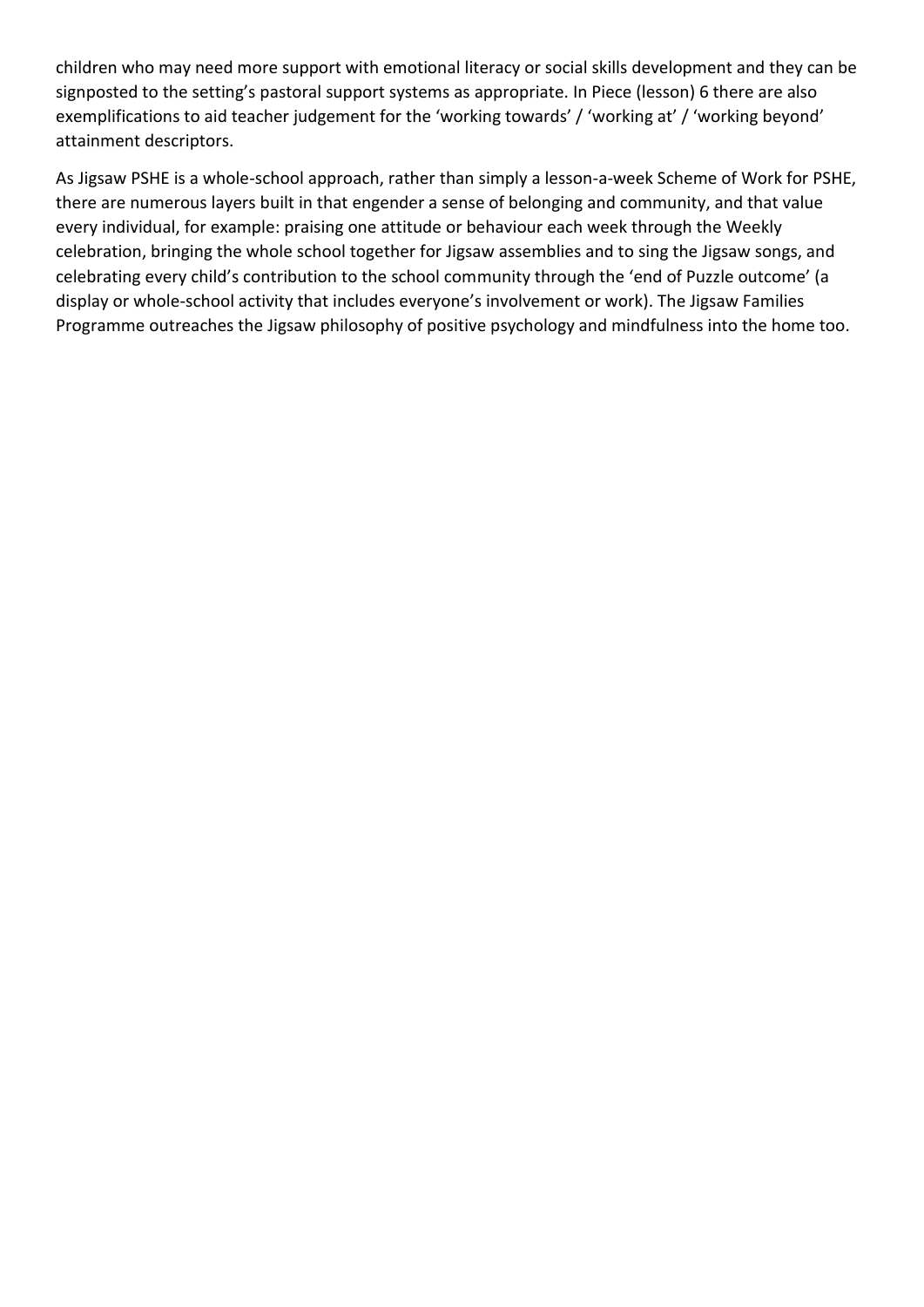children who may need more support with emotional literacy or social skills development and they can be signposted to the setting's pastoral support systems as appropriate. In Piece (lesson) 6 there are also exemplifications to aid teacher judgement for the 'working towards' / 'working at' / 'working beyond' attainment descriptors.

As Jigsaw PSHE is a whole-school approach, rather than simply a lesson-a-week Scheme of Work for PSHE, there are numerous layers built in that engender a sense of belonging and community, and that value every individual, for example: praising one attitude or behaviour each week through the Weekly celebration, bringing the whole school together for Jigsaw assemblies and to sing the Jigsaw songs, and celebrating every child's contribution to the school community through the 'end of Puzzle outcome' (a display or whole-school activity that includes everyone's involvement or work). The Jigsaw Families Programme outreaches the Jigsaw philosophy of positive psychology and mindfulness into the home too.